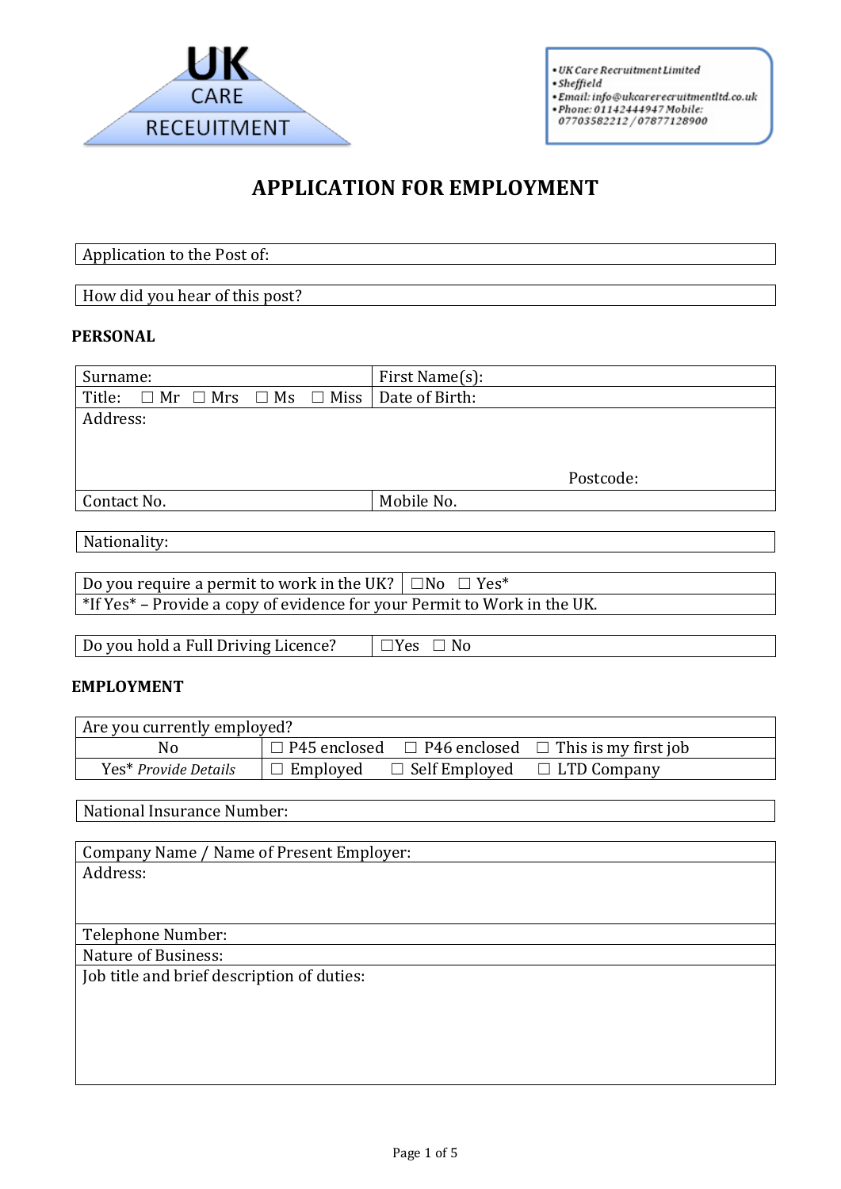UK CARE RECEUITMENT

- *UK Care Recruitment Limited*
- *Sheffield*
- *Email: info@ukcarerecruitmentltd.co.uk*
- *Phone: 01142444947 Mobile: 07703582212 / 07877128900*

# APPLICATION FOR EMPLOYMENT

| Application to the Post of: |
|---|

| How did you hear of this post? |
|---|

## PERSONAL

| Surname: | First Name(s): |
|---|---|
| Title: ☐ Mr ☐ Mrs ☐ Ms ☐ Miss | Date of Birth: |
| Address: Postcode: | |
| Contact No. | Mobile No. |

| Nationality: |
|---|

| Do you require a permit to work in the UK? | ☐No ☐ Yes* |
|---|---|
| *If Yes* – Provide a copy of evidence for your Permit to Work in the UK. | |

| Do you hold a Full Driving Licence? | ☐Yes ☐ No |
|---|---|

## EMPLOYMENT

| Are you currently employed? | | | |
|---|---|---|---|
| No | ☐ P45 enclosed | ☐ P46 enclosed | ☐ This is my first job |
| Yes* *Provide Details* | ☐ Employed | ☐ Self Employed | ☐ LTD Company |

| National Insurance Number: |
|---|

| Company Name / Name of Present Employer: |
|---|
| Address: |
| Telephone Number: |
| Nature of Business: |
| Job title and brief description of duties: |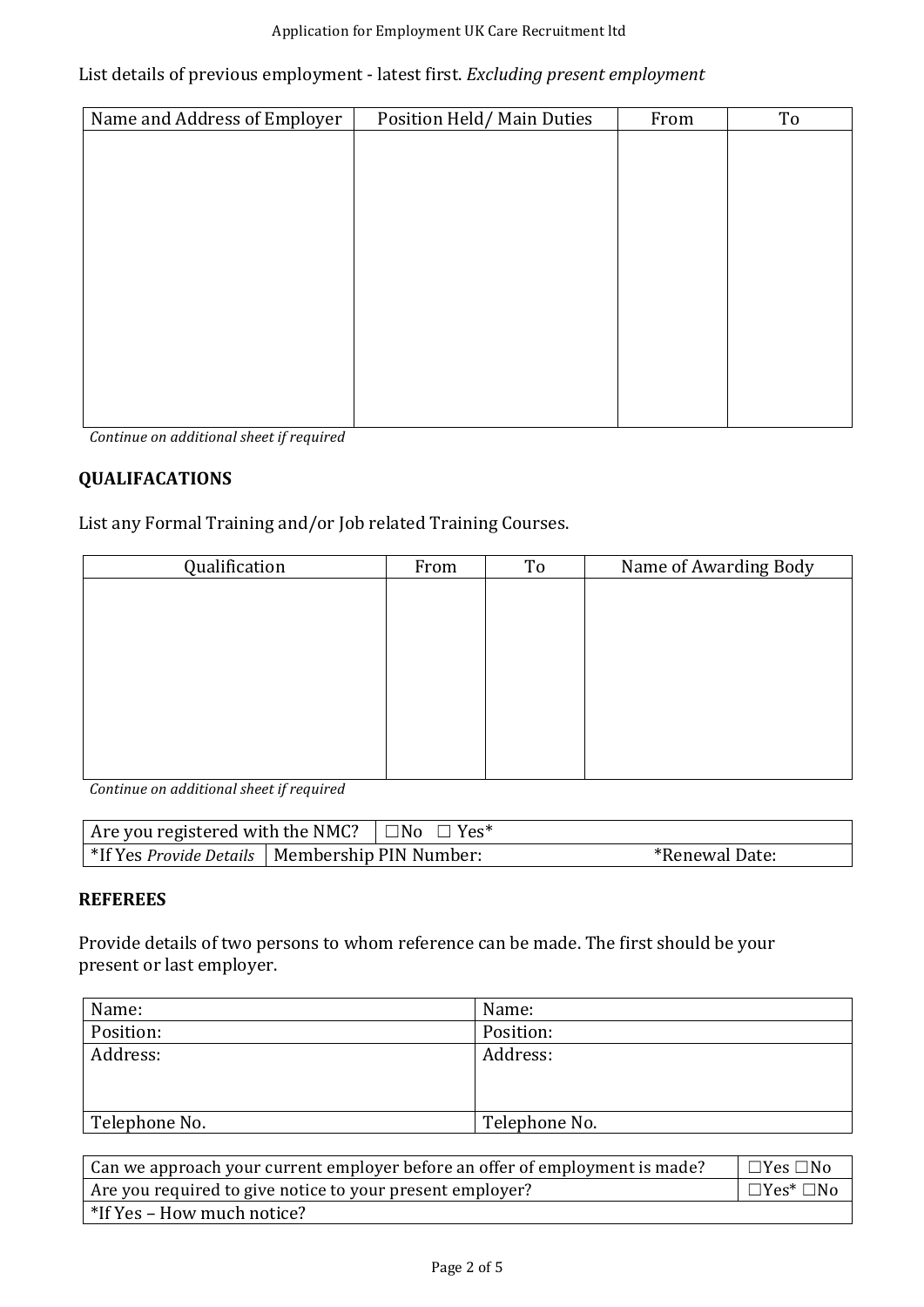List details of previous employment - latest first. *Excluding present employment*

| Name and Address of Employer | Position Held/ Main Duties | From | To |
|---|---|---|---|
| | | | |

*Continue on additional sheet if required*

## QUALIFACATIONS

List any Formal Training and/or Job related Training Courses.

| Qualification | From | To | Name of Awarding Body |
|---|---|---|---|
| | | | |

*Continue on additional sheet if required*

| Are you registered with the NMC? | ☐No ☐ Yes* | |
|---|---|---|
| *If Yes *Provide Details* | Membership PIN Number: | *Renewal Date: |

## REFEREES

Provide details of two persons to whom reference can be made. The first should be your present or last employer.

| | |
|---|---|
| Name: | Name: |
| Position: | Position: |
| Address: | Address: |
| Telephone No. | Telephone No. |

| | |
|---|---|
| Can we approach your current employer before an offer of employment is made? | ☐Yes ☐No |
| Are you required to give notice to your present employer? | ☐Yes* ☐No |
| *If Yes – How much notice? | |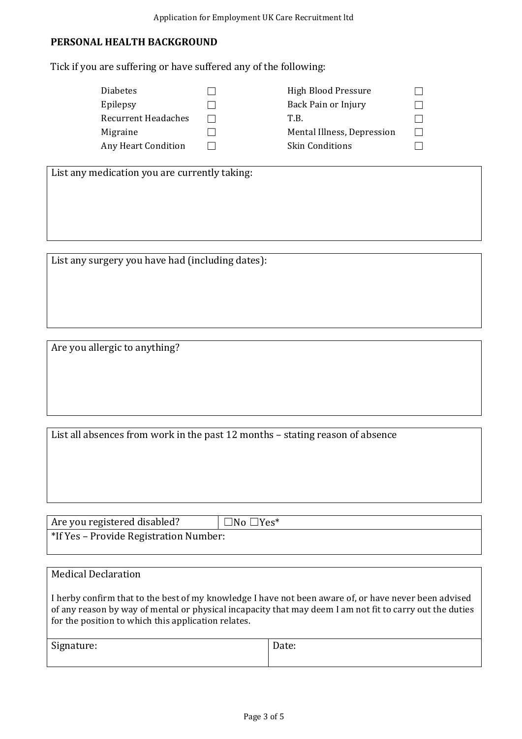## PERSONAL HEALTH BACKGROUND

Tick if you are suffering or have suffered any of the following:

| | | | |
|---|---|---|---|
| Diabetes | ☐ | High Blood Pressure | ☐ |
| Epilepsy | ☐ | Back Pain or Injury | ☐ |
| Recurrent Headaches | ☐ | T.B. | ☐ |
| Migraine | ☐ | Mental Illness, Depression | ☐ |
| Any Heart Condition | ☐ | Skin Conditions | ☐ |

List any medication you are currently taking:

List any surgery you have had (including dates):

Are you allergic to anything?

List all absences from work in the past 12 months – stating reason of absence

| Are you registered disabled? | ☐No ☐Yes* |
|---|---|
| *If Yes – Provide Registration Number: | |

Medical Declaration

I herby confirm that to the best of my knowledge I have not been aware of, or have never been advised of any reason by way of mental or physical incapacity that may deem I am not fit to carry out the duties for the position to which this application relates.

| Signature: | Date: |
|---|---|
| | |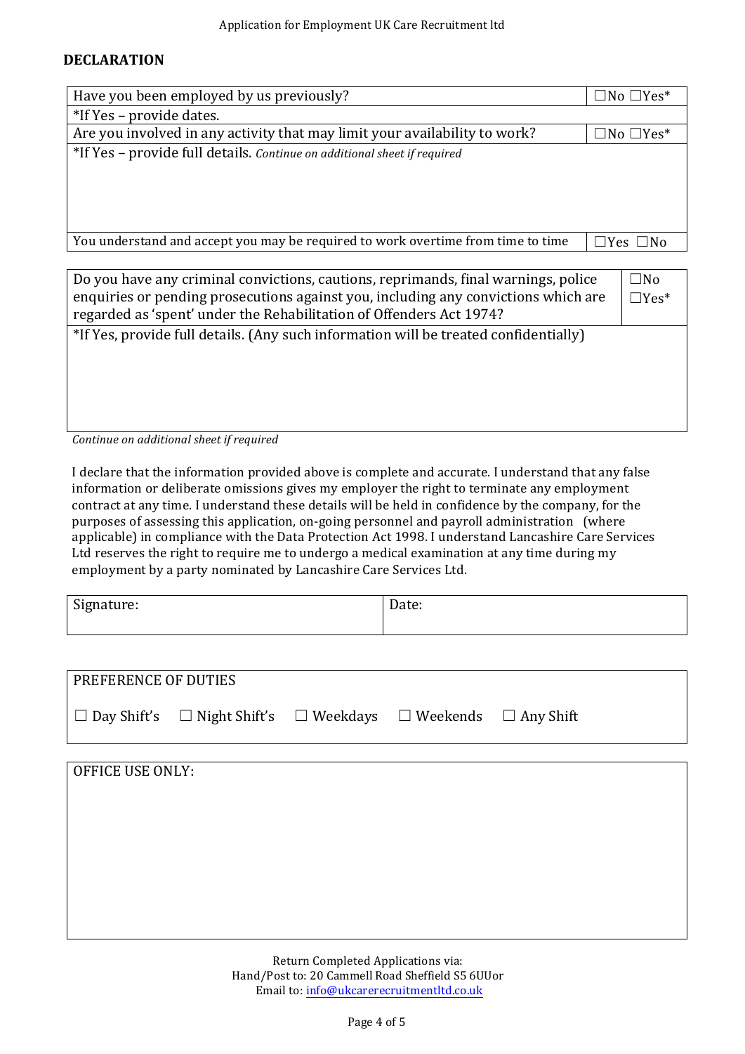## DECLARATION

| | |
|---|---|
| Have you been employed by us previously? | ☐No ☐Yes* |
| *If Yes – provide dates. | |
| Are you involved in any activity that may limit your availability to work? | ☐No ☐Yes* |
| *If Yes – provide full details. *Continue on additional sheet if required* | |
| You understand and accept you may be required to work overtime from time to time | ☐Yes ☐No |

| | |
|---|---|
| Do you have any criminal convictions, cautions, reprimands, final warnings, police enquiries or pending prosecutions against you, including any convictions which are regarded as 'spent' under the Rehabilitation of Offenders Act 1974? | ☐No ☐Yes* |
| *If Yes, provide full details. (Any such information will be treated confidentially) | |

*Continue on additional sheet if required*

I declare that the information provided above is complete and accurate. I understand that any false information or deliberate omissions gives my employer the right to terminate any employment contract at any time. I understand these details will be held in confidence by the company, for the purposes of assessing this application, on-going personnel and payroll administration (where applicable) in compliance with the Data Protection Act 1998. I understand Lancashire Care Services Ltd reserves the right to require me to undergo a medical examination at any time during my employment by a party nominated by Lancashire Care Services Ltd.

| Signature: | Date: |
|---|---|

PREFERENCE OF DUTIES

☐ Day Shift's ☐ Night Shift's ☐ Weekdays ☐ Weekends ☐ Any Shift

OFFICE USE ONLY:

Return Completed Applications via:
Hand/Post to: 20 Cammell Road Sheffield S5 6UUor
Email to: info@ukcarerecruitmentltd.co.uk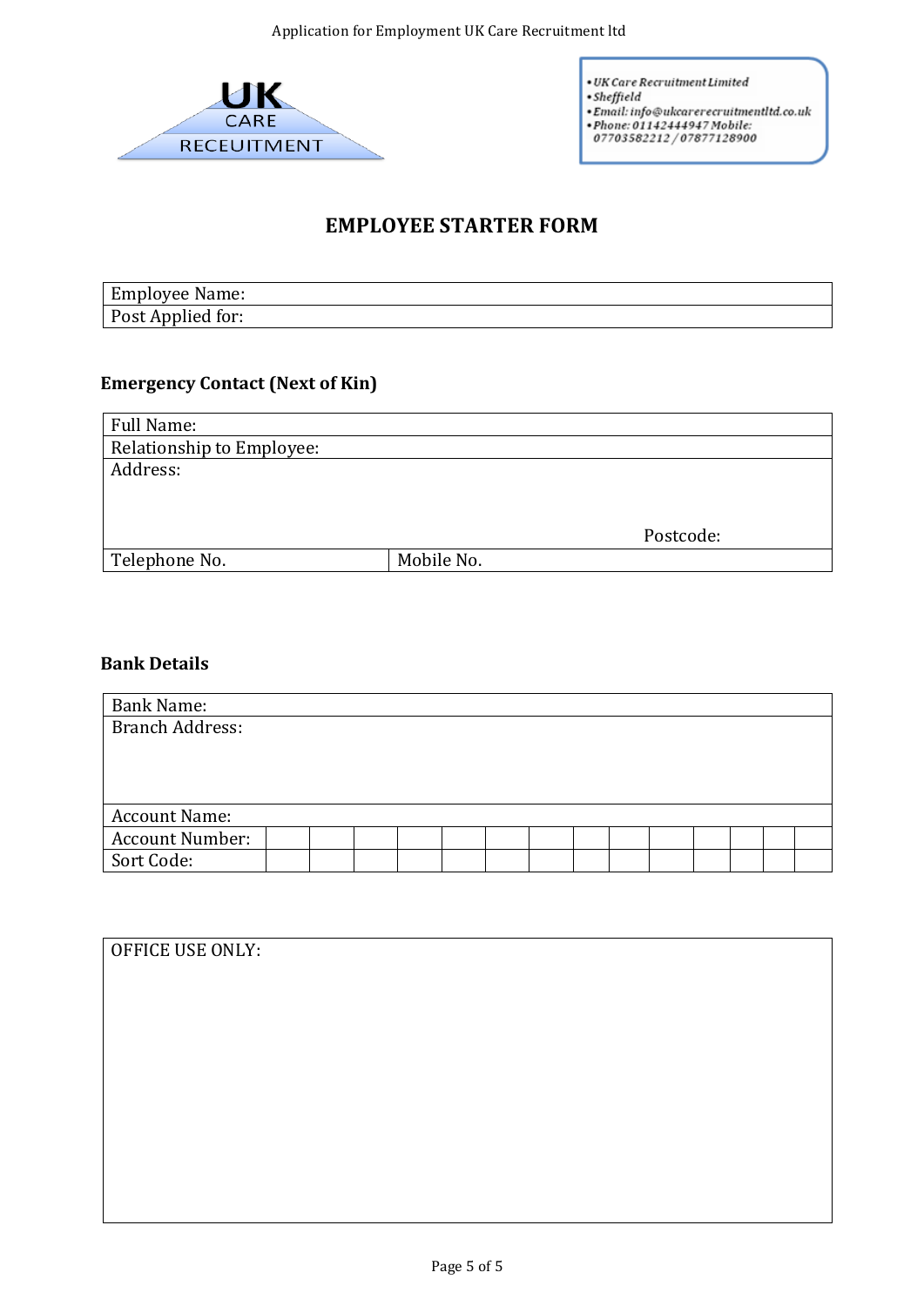UK CARE RECEUITMENT

- UK Care Recruitment Limited
- Sheffield
- Email: info@ukcarerecruitmentltd.co.uk
- Phone: 01142444947 Mobile: 07703582212 / 07877128900

# EMPLOYEE STARTER FORM

| |
|---|
| Employee Name: |
| Post Applied for: |

## Emergency Contact (Next of Kin)

| | |
|---|---|
| Full Name: | |
| Relationship to Employee: | |
| Address: Postcode: | |
| Telephone No. | Mobile No. |

## Bank Details

| | | | | | | | | | | | | | | |
|---|---|---|---|---|---|---|---|---|---|---|---|---|---|---|
| Bank Name: | | | | | | | | | | | | | | |
| Branch Address: | | | | | | | | | | | | | | |
| Account Name: | | | | | | | | | | | | | | |
| Account Number: | | | | | | | | | | | | | | |
| Sort Code: | | | | | | | | | | | | | | |

| |
|---|
| OFFICE USE ONLY: |